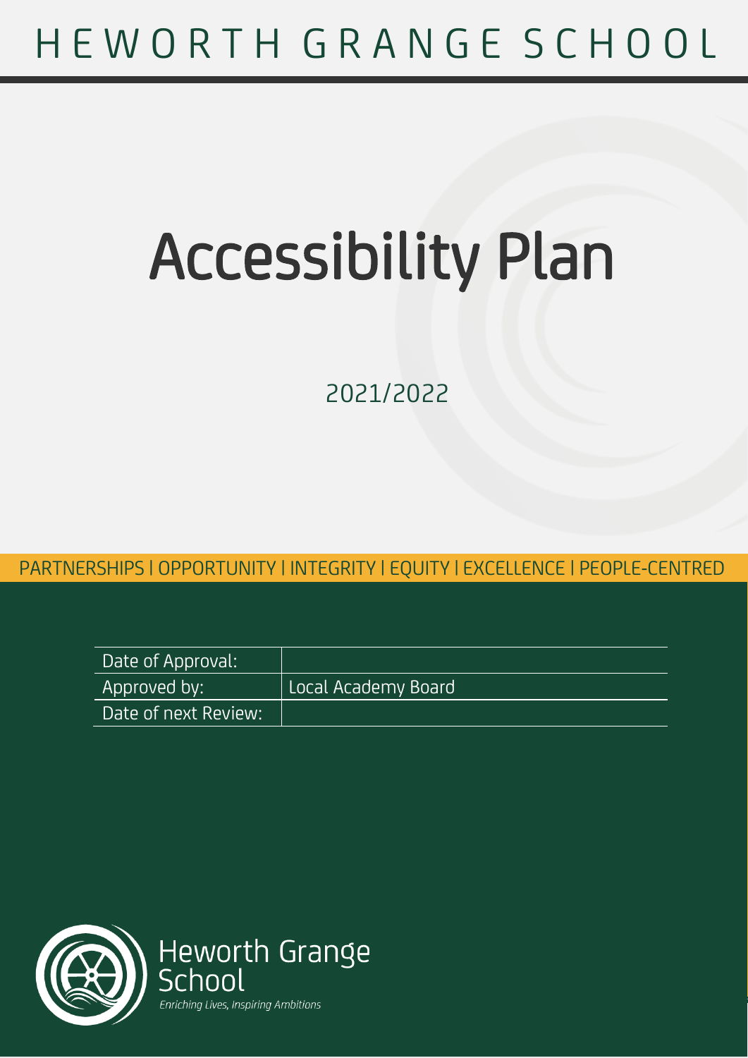HEWORTH GRANGE SCHOOL

# Accessibility Plan

2021/2022

PARTNERSHIPS | OPPORTUNITY | INTEGRITY | EQUITY | EXCELLENCE | PEOPLE-CENTRED

| Date of Approval: | |
|---|---|
| Approved by: | Local Academy Board |
| Date of next Review: | |

Heworth Grange School

*Enriching Lives, Inspiring Ambitions*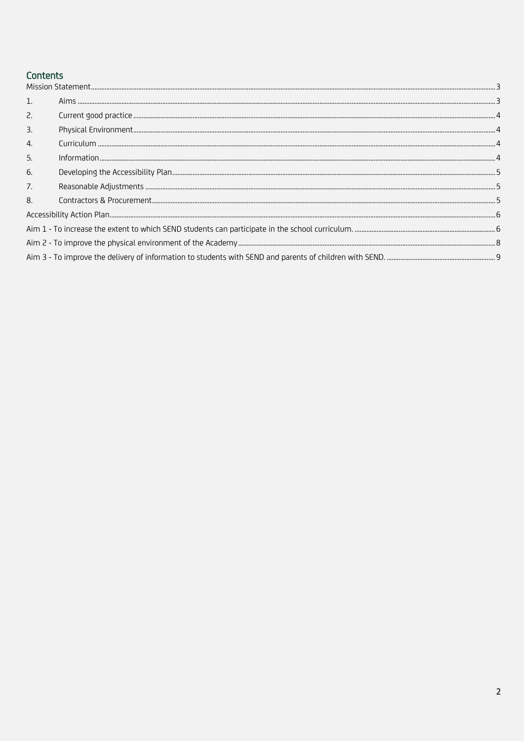## Contents

Mission Statement ..... 3

1. Aims ..... 3
2. Current good practice ..... 4
3. Physical Environment ..... 4
4. Curriculum ..... 4
5. Information ..... 4
6. Developing the Accessibility Plan ..... 5
7. Reasonable Adjustments ..... 5
8. Contractors & Procurement ..... 5

Accessibility Action Plan ..... 6

Aim 1 - To increase the extent to which SEND students can participate in the school curriculum. ..... 6

Aim 2 - To improve the physical environment of the Academy ..... 8

Aim 3 - To improve the delivery of information to students with SEND and parents of children with SEND. ..... 9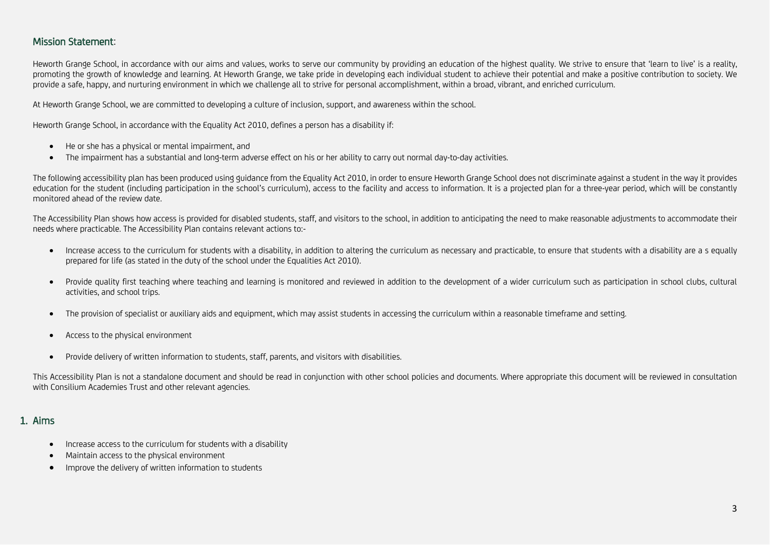## Mission Statement:

Heworth Grange School, in accordance with our aims and values, works to serve our community by providing an education of the highest quality. We strive to ensure that 'learn to live' is a reality, promoting the growth of knowledge and learning. At Heworth Grange, we take pride in developing each individual student to achieve their potential and make a positive contribution to society. We provide a safe, happy, and nurturing environment in which we challenge all to strive for personal accomplishment, within a broad, vibrant, and enriched curriculum.

At Heworth Grange School, we are committed to developing a culture of inclusion, support, and awareness within the school.

Heworth Grange School, in accordance with the Equality Act 2010, defines a person has a disability if:

- He or she has a physical or mental impairment, and
- The impairment has a substantial and long-term adverse effect on his or her ability to carry out normal day-to-day activities.

The following accessibility plan has been produced using guidance from the Equality Act 2010, in order to ensure Heworth Grange School does not discriminate against a student in the way it provides education for the student (including participation in the school's curriculum), access to the facility and access to information. It is a projected plan for a three-year period, which will be constantly monitored ahead of the review date.

The Accessibility Plan shows how access is provided for disabled students, staff, and visitors to the school, in addition to anticipating the need to make reasonable adjustments to accommodate their needs where practicable. The Accessibility Plan contains relevant actions to:-

- Increase access to the curriculum for students with a disability, in addition to altering the curriculum as necessary and practicable, to ensure that students with a disability are a s equally prepared for life (as stated in the duty of the school under the Equalities Act 2010).
- Provide quality first teaching where teaching and learning is monitored and reviewed in addition to the development of a wider curriculum such as participation in school clubs, cultural activities, and school trips.
- The provision of specialist or auxiliary aids and equipment, which may assist students in accessing the curriculum within a reasonable timeframe and setting.
- Access to the physical environment
- Provide delivery of written information to students, staff, parents, and visitors with disabilities.

This Accessibility Plan is not a standalone document and should be read in conjunction with other school policies and documents. Where appropriate this document will be reviewed in consultation with Consilium Academies Trust and other relevant agencies.

## 1. Aims

- Increase access to the curriculum for students with a disability
- Maintain access to the physical environment
- Improve the delivery of written information to students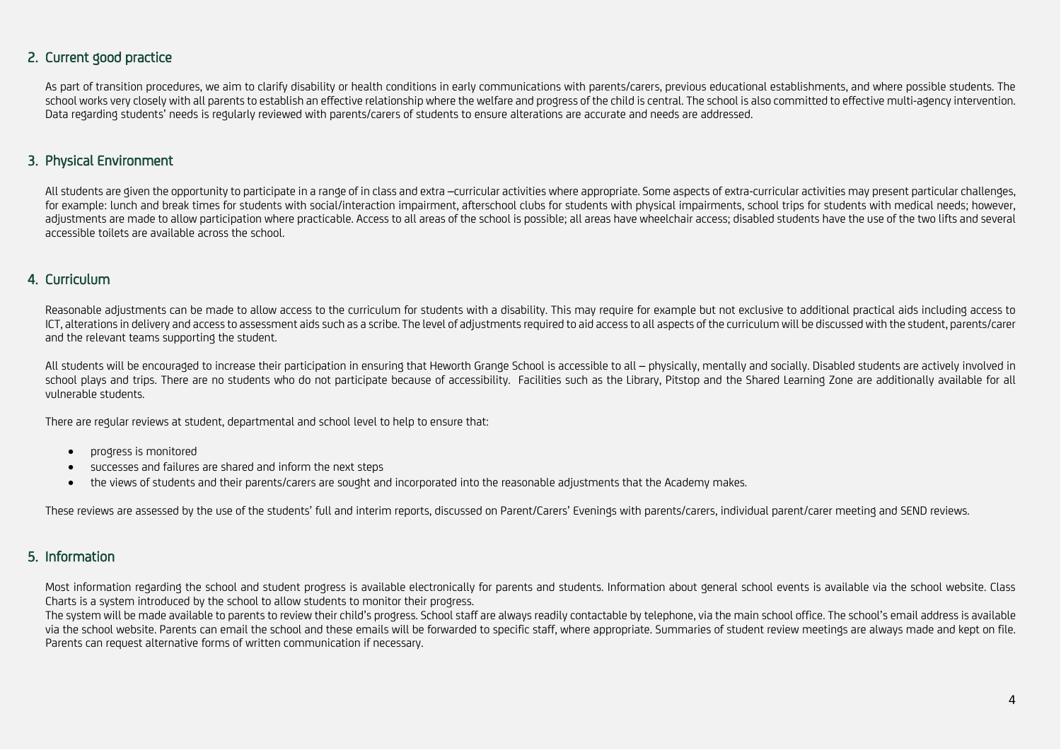## 2. Current good practice

As part of transition procedures, we aim to clarify disability or health conditions in early communications with parents/carers, previous educational establishments, and where possible students. The school works very closely with all parents to establish an effective relationship where the welfare and progress of the child is central. The school is also committed to effective multi-agency intervention. Data regarding students' needs is regularly reviewed with parents/carers of students to ensure alterations are accurate and needs are addressed.

## 3. Physical Environment

All students are given the opportunity to participate in a range of in class and extra –curricular activities where appropriate. Some aspects of extra-curricular activities may present particular challenges, for example: lunch and break times for students with social/interaction impairment, afterschool clubs for students with physical impairments, school trips for students with medical needs; however, adjustments are made to allow participation where practicable. Access to all areas of the school is possible; all areas have wheelchair access; disabled students have the use of the two lifts and several accessible toilets are available across the school.

## 4. Curriculum

Reasonable adjustments can be made to allow access to the curriculum for students with a disability. This may require for example but not exclusive to additional practical aids including access to ICT, alterations in delivery and access to assessment aids such as a scribe. The level of adjustments required to aid access to all aspects of the curriculum will be discussed with the student, parents/carer and the relevant teams supporting the student.

All students will be encouraged to increase their participation in ensuring that Heworth Grange School is accessible to all – physically, mentally and socially. Disabled students are actively involved in school plays and trips. There are no students who do not participate because of accessibility. Facilities such as the Library, Pitstop and the Shared Learning Zone are additionally available for all vulnerable students.

There are regular reviews at student, departmental and school level to help to ensure that:

- progress is monitored
- successes and failures are shared and inform the next steps
- the views of students and their parents/carers are sought and incorporated into the reasonable adjustments that the Academy makes.

These reviews are assessed by the use of the students' full and interim reports, discussed on Parent/Carers' Evenings with parents/carers, individual parent/carer meeting and SEND reviews.

## 5. Information

Most information regarding the school and student progress is available electronically for parents and students. Information about general school events is available via the school website. Class Charts is a system introduced by the school to allow students to monitor their progress.
The system will be made available to parents to review their child's progress. School staff are always readily contactable by telephone, via the main school office. The school's email address is available via the school website. Parents can email the school and these emails will be forwarded to specific staff, where appropriate. Summaries of student review meetings are always made and kept on file. Parents can request alternative forms of written communication if necessary.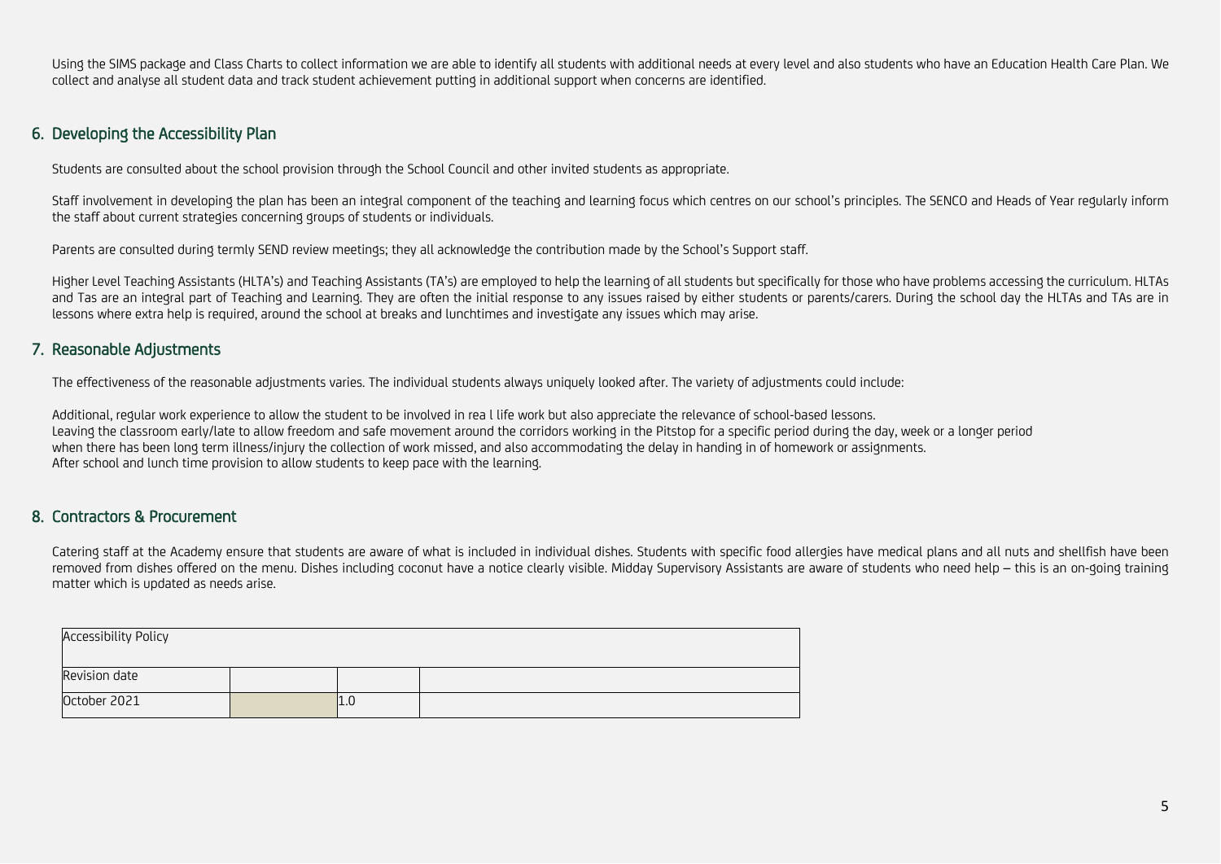Using the SIMS package and Class Charts to collect information we are able to identify all students with additional needs at every level and also students who have an Education Health Care Plan. We collect and analyse all student data and track student achievement putting in additional support when concerns are identified.

## 6. Developing the Accessibility Plan

Students are consulted about the school provision through the School Council and other invited students as appropriate.

Staff involvement in developing the plan has been an integral component of the teaching and learning focus which centres on our school's principles. The SENCO and Heads of Year regularly inform the staff about current strategies concerning groups of students or individuals.

Parents are consulted during termly SEND review meetings; they all acknowledge the contribution made by the School's Support staff.

Higher Level Teaching Assistants (HLTA's) and Teaching Assistants (TA's) are employed to help the learning of all students but specifically for those who have problems accessing the curriculum. HLTAs and Tas are an integral part of Teaching and Learning. They are often the initial response to any issues raised by either students or parents/carers. During the school day the HLTAs and TAs are in lessons where extra help is required, around the school at breaks and lunchtimes and investigate any issues which may arise.

## 7. Reasonable Adjustments

The effectiveness of the reasonable adjustments varies. The individual students always uniquely looked after. The variety of adjustments could include:

Additional, regular work experience to allow the student to be involved in rea l life work but also appreciate the relevance of school-based lessons.
Leaving the classroom early/late to allow freedom and safe movement around the corridors working in the Pitstop for a specific period during the day, week or a longer period
when there has been long term illness/injury the collection of work missed, and also accommodating the delay in handing in of homework or assignments.
After school and lunch time provision to allow students to keep pace with the learning.

## 8. Contractors & Procurement

Catering staff at the Academy ensure that students are aware of what is included in individual dishes. Students with specific food allergies have medical plans and all nuts and shellfish have been removed from dishes offered on the menu. Dishes including coconut have a notice clearly visible. Midday Supervisory Assistants are aware of students who need help – this is an on-going training matter which is updated as needs arise.

| Accessibility Policy | | | |
|---|---|---|---|
| Revision date | | | |
| October 2021 | | 1.0 | |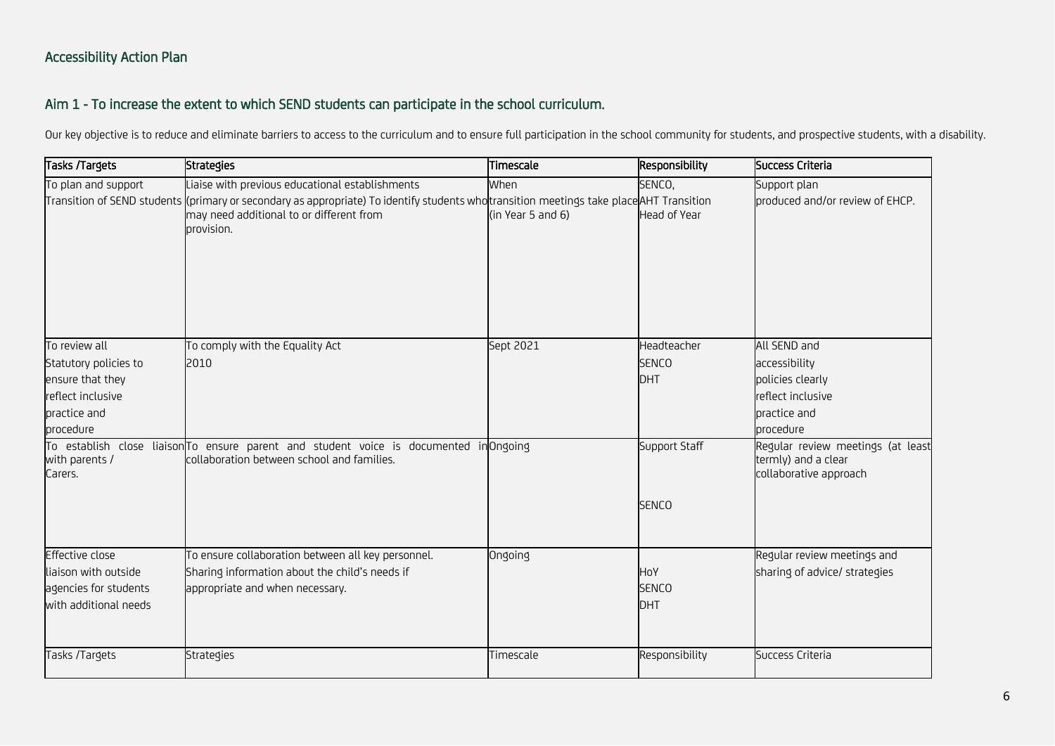## Accessibility Action Plan

## Aim 1 - To increase the extent to which SEND students can participate in the school curriculum.

Our key objective is to reduce and eliminate barriers to access to the curriculum and to ensure full participation in the school community for students, and prospective students, with a disability.

| Tasks /Targets | Strategies | Timescale | Responsibility | Success Criteria |
|---|---|---|---|---|
| To plan and support Transition of SEND students | Liaise with previous educational establishments (primary or secondary as appropriate) To identify students who may need additional to or different from provision. | When transition meetings take place (in Year 5 and 6) | SENCO, AHT Transition Head of Year | Support plan produced and/or review of EHCP. |
| To review all Statutory policies to ensure that they reflect inclusive practice and procedure | To comply with the Equality Act 2010 | Sept 2021 | Headteacher SENCO DHT | All SEND and accessibility policies clearly reflect inclusive practice and procedure |
| To establish close liaison with parents / Carers. | To ensure parent and student voice is documented in collaboration between school and families. | Ongoing | Support Staff SENCO | Regular review meetings (at least termly) and a clear collaborative approach |
| Effective close liaison with outside agencies for students with additional needs | To ensure collaboration between all key personnel. Sharing information about the child's needs if appropriate and when necessary. | Ongoing | HoY SENCO DHT | Regular review meetings and sharing of advice/ strategies |
| Tasks /Targets | Strategies | Timescale | Responsibility | Success Criteria |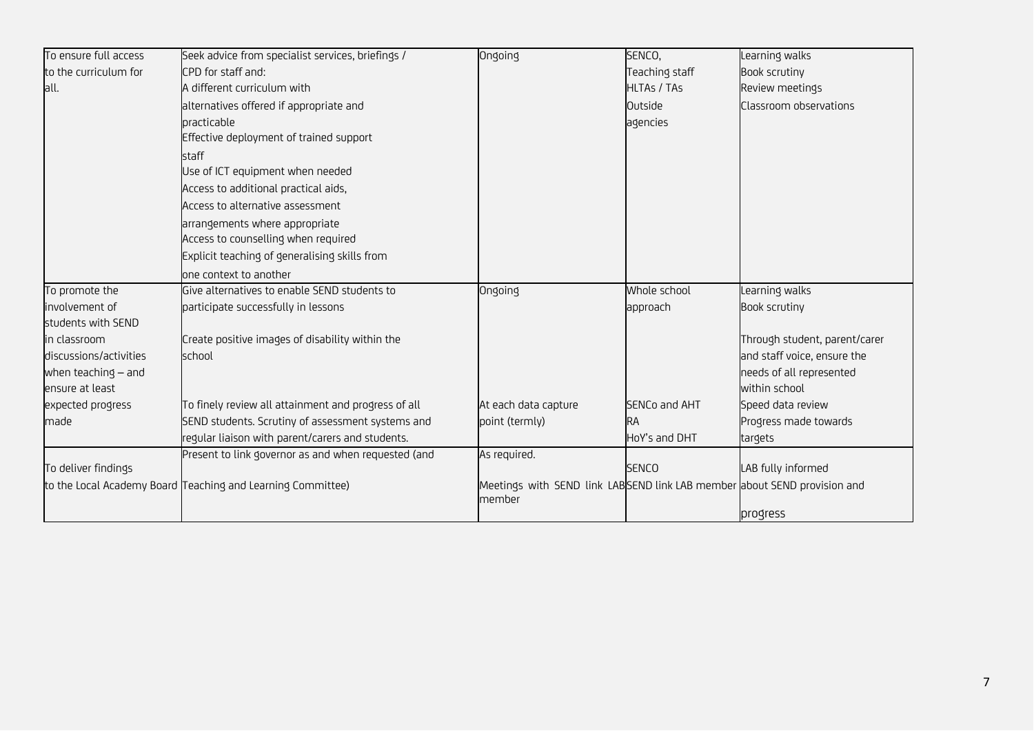| | | | | |
|---|---|---|---|---|
| To ensure full access to the curriculum for all. | Seek advice from specialist services, briefings / CPD for staff and:<br>A different curriculum with alternatives offered if appropriate and practicable<br>Effective deployment of trained support staff<br>Use of ICT equipment when needed<br>Access to additional practical aids,<br>Access to alternative assessment arrangements where appropriate<br>Access to counselling when required<br>Explicit teaching of generalising skills from one context to another | Ongoing | SENCO,<br>Teaching staff<br>HLTAs / TAs<br>Outside agencies | Learning walks<br>Book scrutiny<br>Review meetings<br>Classroom observations |
| To promote the involvement of students with SEND in classroom discussions/activities when teaching – and ensure at least expected progress made | Give alternatives to enable SEND students to participate successfully in lessons<br><br>Create positive images of disability within the school | Ongoing | Whole school approach | Learning walks<br>Book scrutiny<br><br>Through student, parent/carer and staff voice, ensure the needs of all represented within school |
| | To finely review all attainment and progress of all SEND students. Scrutiny of assessment systems and regular liaison with parent/carers and students. | At each data capture point (termly) | SENCo and AHT RA<br>HoY's and DHT | Speed data review<br>Progress made towards targets |
| To deliver findings to the Local Academy Board | Present to link governor as and when requested (and Teaching and Learning Committee) | As required.<br><br>Meetings with SEND link LAB member | SENCO<br><br>SEND link LAB member | LAB fully informed about SEND provision and progress |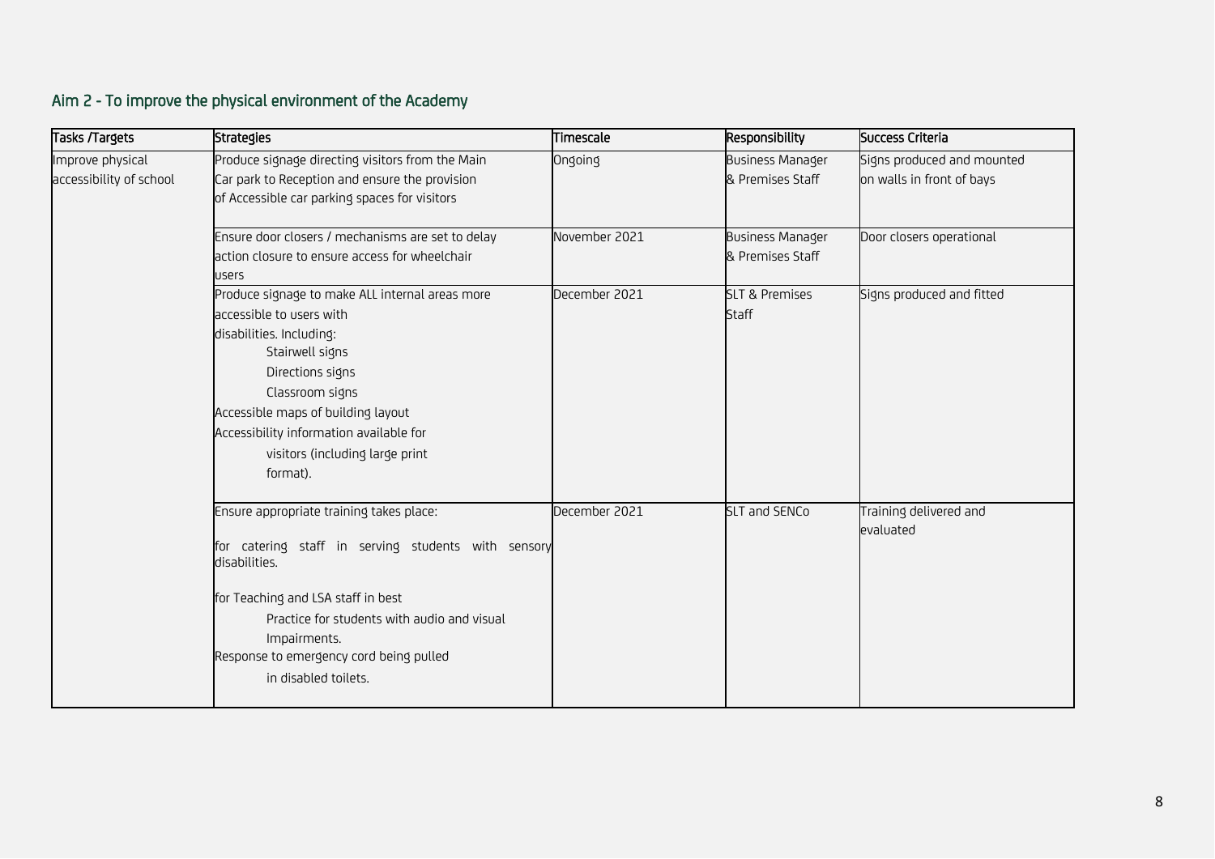## Aim 2 - To improve the physical environment of the Academy

| Tasks /Targets | Strategies | Timescale | Responsibility | Success Criteria |
|---|---|---|---|---|
| Improve physical accessibility of school | Produce signage directing visitors from the Main Car park to Reception and ensure the provision of Accessible car parking spaces for visitors | Ongoing | Business Manager & Premises Staff | Signs produced and mounted on walls in front of bays |
| | Ensure door closers / mechanisms are set to delay action closure to ensure access for wheelchair users | November 2021 | Business Manager & Premises Staff | Door closers operational |
| | Produce signage to make ALL internal areas more accessible to users with disabilities. Including: Stairwell signs; Directions signs; Classroom signs; Accessible maps of building layout; Accessibility information available for visitors (including large print format). | December 2021 | SLT & Premises Staff | Signs produced and fitted |
| | Ensure appropriate training takes place: for catering staff in serving students with sensory disabilities. for Teaching and LSA staff in best Practice for students with audio and visual Impairments. Response to emergency cord being pulled in disabled toilets. | December 2021 | SLT and SENCo | Training delivered and evaluated |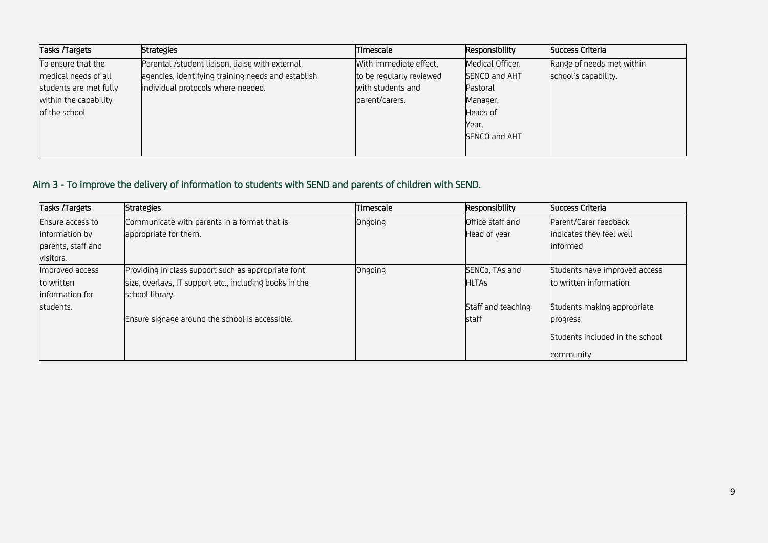| Tasks /Targets | Strategies | Timescale | Responsibility | Success Criteria |
| --- | --- | --- | --- | --- |
| To ensure that the medical needs of all students are met fully within the capability of the school | Parental /student liaison, liaise with external agencies, identifying training needs and establish individual protocols where needed. | With immediate effect, to be regularly reviewed with students and parent/carers. | Medical Officer. SENCO and AHT Pastoral Manager, Heads of Year, SENCO and AHT | Range of needs met within school's capability. |

## Aim 3 - To improve the delivery of information to students with SEND and parents of children with SEND.

| Tasks /Targets | Strategies | Timescale | Responsibility | Success Criteria |
| --- | --- | --- | --- | --- |
| Ensure access to information by parents, staff and visitors. | Communicate with parents in a format that is appropriate for them. | Ongoing | Office staff and Head of year | Parent/Carer feedback indicates they feel well informed |
| Improved access to written information for students. | Providing in class support such as appropriate font size, overlays, IT support etc., including books in the school library.<br><br>Ensure signage around the school is accessible. | Ongoing | SENCo, TAs and HLTAs<br><br>Staff and teaching staff | Students have improved access to written information<br><br>Students making appropriate progress<br><br>Students included in the school community |